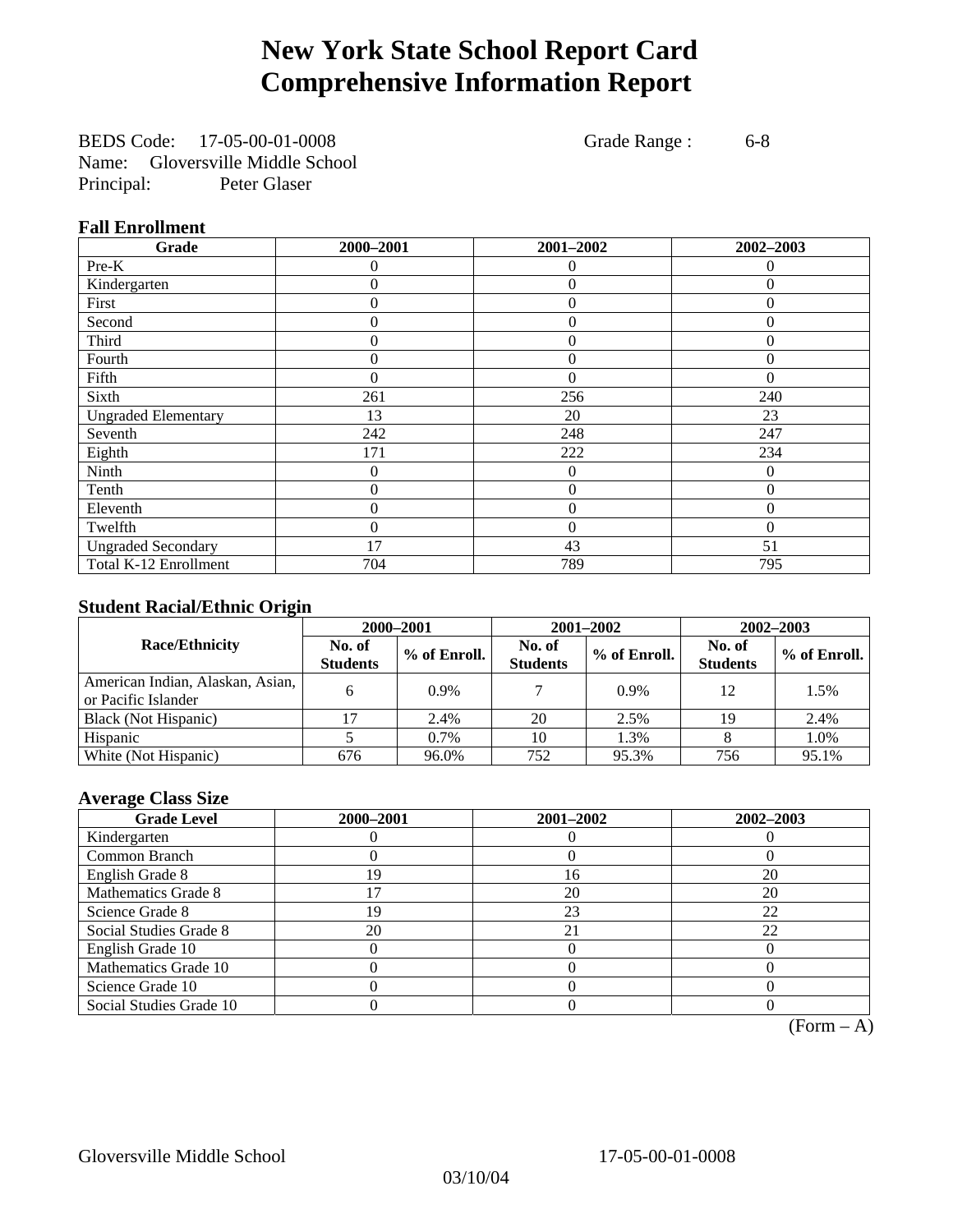# New York State School Report Card
# Comprehensive Information Report

BEDS Code: 17-05-00-01-0008 Grade Range : 6-8
Name: Gloversville Middle School
Principal: Peter Glaser

### Fall Enrollment

| Grade | 2000–2001 | 2001–2002 | 2002–2003 |
|---|---|---|---|
| Pre-K | 0 | 0 | 0 |
| Kindergarten | 0 | 0 | 0 |
| First | 0 | 0 | 0 |
| Second | 0 | 0 | 0 |
| Third | 0 | 0 | 0 |
| Fourth | 0 | 0 | 0 |
| Fifth | 0 | 0 | 0 |
| Sixth | 261 | 256 | 240 |
| Ungraded Elementary | 13 | 20 | 23 |
| Seventh | 242 | 248 | 247 |
| Eighth | 171 | 222 | 234 |
| Ninth | 0 | 0 | 0 |
| Tenth | 0 | 0 | 0 |
| Eleventh | 0 | 0 | 0 |
| Twelfth | 0 | 0 | 0 |
| Ungraded Secondary | 17 | 43 | 51 |
| Total K-12 Enrollment | 704 | 789 | 795 |

### Student Racial/Ethnic Origin

| Race/Ethnicity | 2000–2001 | | 2001–2002 | | 2002–2003 | |
|---|---|---|---|---|---|---|
| | No. of Students | % of Enroll. | No. of Students | % of Enroll. | No. of Students | % of Enroll. |
| American Indian, Alaskan, Asian, or Pacific Islander | 6 | 0.9% | 7 | 0.9% | 12 | 1.5% |
| Black (Not Hispanic) | 17 | 2.4% | 20 | 2.5% | 19 | 2.4% |
| Hispanic | 5 | 0.7% | 10 | 1.3% | 8 | 1.0% |
| White (Not Hispanic) | 676 | 96.0% | 752 | 95.3% | 756 | 95.1% |

### Average Class Size

| Grade Level | 2000–2001 | 2001–2002 | 2002–2003 |
|---|---|---|---|
| Kindergarten | 0 | 0 | 0 |
| Common Branch | 0 | 0 | 0 |
| English Grade 8 | 19 | 16 | 20 |
| Mathematics Grade 8 | 17 | 20 | 20 |
| Science Grade 8 | 19 | 23 | 22 |
| Social Studies Grade 8 | 20 | 21 | 22 |
| English Grade 10 | 0 | 0 | 0 |
| Mathematics Grade 10 | 0 | 0 | 0 |
| Science Grade 10 | 0 | 0 | 0 |
| Social Studies Grade 10 | 0 | 0 | 0 |

(Form – A)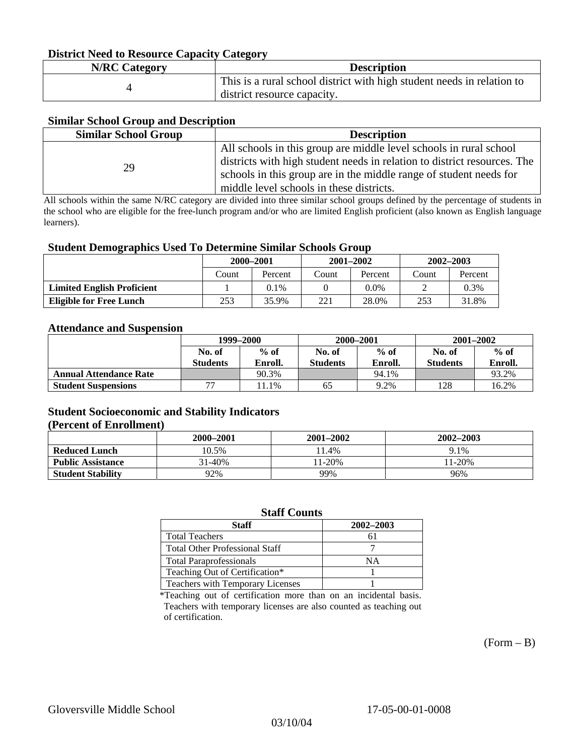### District Need to Resource Capacity Category

| N/RC Category | Description |
| --- | --- |
| 4 | This is a rural school district with high student needs in relation to district resource capacity. |

### Similar School Group and Description

| Similar School Group | Description |
| --- | --- |
| 29 | All schools in this group are middle level schools in rural school districts with high student needs in relation to district resources. The schools in this group are in the middle range of student needs for middle level schools in these districts. |

All schools within the same N/RC category are divided into three similar school groups defined by the percentage of students in the school who are eligible for the free-lunch program and/or who are limited English proficient (also known as English language learners).

### Student Demographics Used To Determine Similar Schools Group

| | 2000–2001 | | 2001–2002 | | 2002–2003 | |
| --- | --- | --- | --- | --- | --- | --- |
| | Count | Percent | Count | Percent | Count | Percent |
| **Limited English Proficient** | 1 | 0.1% | 0 | 0.0% | 2 | 0.3% |
| **Eligible for Free Lunch** | 253 | 35.9% | 221 | 28.0% | 253 | 31.8% |

### Attendance and Suspension

| | 1999–2000 | | 2000–2001 | | 2001–2002 | |
| --- | --- | --- | --- | --- | --- | --- |
| | No. of Students | % of Enroll. | No. of Students | % of Enroll. | No. of Students | % of Enroll. |
| **Annual Attendance Rate** | | 90.3% | | 94.1% | | 93.2% |
| **Student Suspensions** | 77 | 11.1% | 65 | 9.2% | 128 | 16.2% |

### Student Socioeconomic and Stability Indicators (Percent of Enrollment)

| | 2000–2001 | 2001–2002 | 2002–2003 |
| --- | --- | --- | --- |
| **Reduced Lunch** | 10.5% | 11.4% | 9.1% |
| **Public Assistance** | 31-40% | 11-20% | 11-20% |
| **Student Stability** | 92% | 99% | 96% |

### Staff Counts

| Staff | 2002–2003 |
| --- | --- |
| Total Teachers | 61 |
| Total Other Professional Staff | 7 |
| Total Paraprofessionals | NA |
| Teaching Out of Certification* | 1 |
| Teachers with Temporary Licenses | 1 |

*Teaching out of certification more than on an incidental basis. Teachers with temporary licenses are also counted as teaching out of certification.

(Form – B)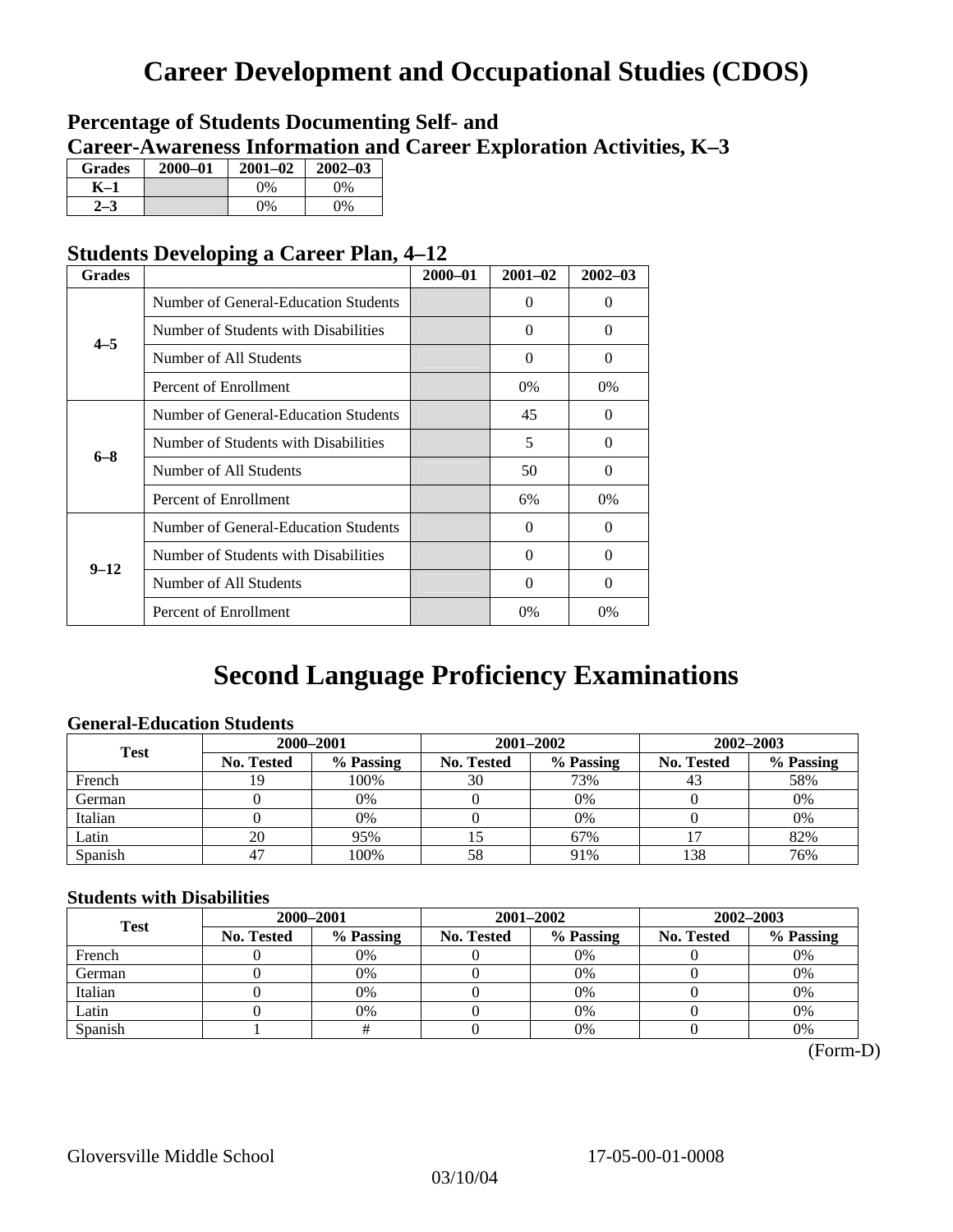# Career Development and Occupational Studies (CDOS)

### Percentage of Students Documenting Self- and Career-Awareness Information and Career Exploration Activities, K–3

| Grades | 2000–01 | 2001–02 | 2002–03 |
|---|---|---|---|
| K–1 | | 0% | 0% |
| 2–3 | | 0% | 0% |

### Students Developing a Career Plan, 4–12

| Grades | | 2000–01 | 2001–02 | 2002–03 |
|---|---|---|---|---|
| 4–5 | Number of General-Education Students | | 0 | 0 |
| | Number of Students with Disabilities | | 0 | 0 |
| | Number of All Students | | 0 | 0 |
| | Percent of Enrollment | | 0% | 0% |
| 6–8 | Number of General-Education Students | | 45 | 0 |
| | Number of Students with Disabilities | | 5 | 0 |
| | Number of All Students | | 50 | 0 |
| | Percent of Enrollment | | 6% | 0% |
| 9–12 | Number of General-Education Students | | 0 | 0 |
| | Number of Students with Disabilities | | 0 | 0 |
| | Number of All Students | | 0 | 0 |
| | Percent of Enrollment | | 0% | 0% |

# Second Language Proficiency Examinations

### General-Education Students

| Test | 2000–2001 | | 2001–2002 | | 2002–2003 | |
|---|---|---|---|---|---|---|
| | No. Tested | % Passing | No. Tested | % Passing | No. Tested | % Passing |
| French | 19 | 100% | 30 | 73% | 43 | 58% |
| German | 0 | 0% | 0 | 0% | 0 | 0% |
| Italian | 0 | 0% | 0 | 0% | 0 | 0% |
| Latin | 20 | 95% | 15 | 67% | 17 | 82% |
| Spanish | 47 | 100% | 58 | 91% | 138 | 76% |

### Students with Disabilities

| Test | 2000–2001 | | 2001–2002 | | 2002–2003 | |
|---|---|---|---|---|---|---|
| | No. Tested | % Passing | No. Tested | % Passing | No. Tested | % Passing |
| French | 0 | 0% | 0 | 0% | 0 | 0% |
| German | 0 | 0% | 0 | 0% | 0 | 0% |
| Italian | 0 | 0% | 0 | 0% | 0 | 0% |
| Latin | 0 | 0% | 0 | 0% | 0 | 0% |
| Spanish | 1 | # | 0 | 0% | 0 | 0% |

(Form-D)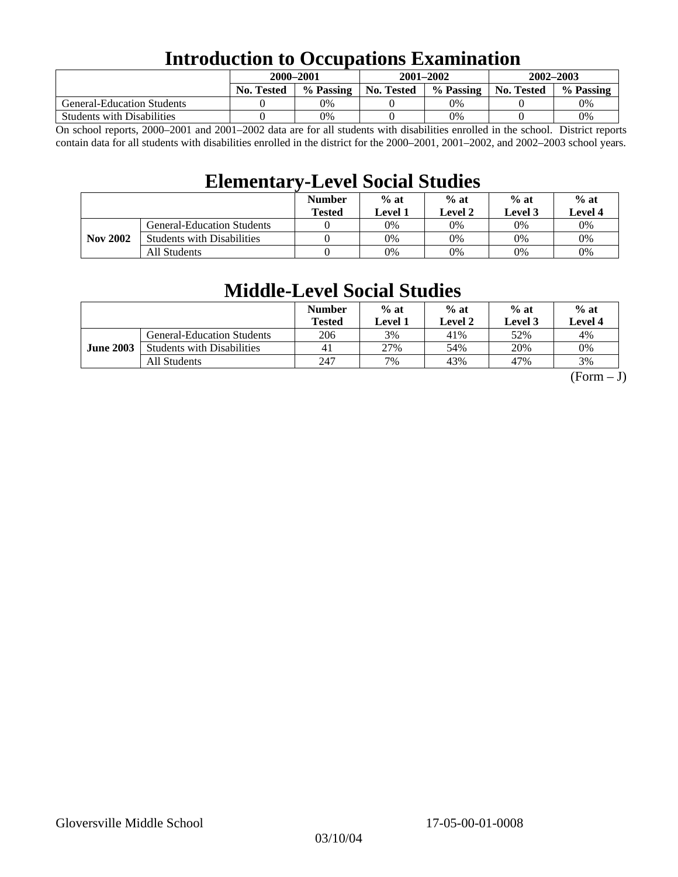# Introduction to Occupations Examination

| | 2000–2001 | | 2001–2002 | | 2002–2003 | |
|---|---|---|---|---|---|---|
| | No. Tested | % Passing | No. Tested | % Passing | No. Tested | % Passing |
| General-Education Students | 0 | 0% | 0 | 0% | 0 | 0% |
| Students with Disabilities | 0 | 0% | 0 | 0% | 0 | 0% |

On school reports, 2000–2001 and 2001–2002 data are for all students with disabilities enrolled in the school. District reports contain data for all students with disabilities enrolled in the district for the 2000–2001, 2001–2002, and 2002–2003 school years.

# Elementary-Level Social Studies

| | | Number Tested | % at Level 1 | % at Level 2 | % at Level 3 | % at Level 4 |
|---|---|---|---|---|---|---|
| **Nov 2002** | General-Education Students | 0 | 0% | 0% | 0% | 0% |
| | Students with Disabilities | 0 | 0% | 0% | 0% | 0% |
| | All Students | 0 | 0% | 0% | 0% | 0% |

# Middle-Level Social Studies

| | | Number Tested | % at Level 1 | % at Level 2 | % at Level 3 | % at Level 4 |
|---|---|---|---|---|---|---|
| **June 2003** | General-Education Students | 206 | 3% | 41% | 52% | 4% |
| | Students with Disabilities | 41 | 27% | 54% | 20% | 0% |
| | All Students | 247 | 7% | 43% | 47% | 3% |

(Form – J)